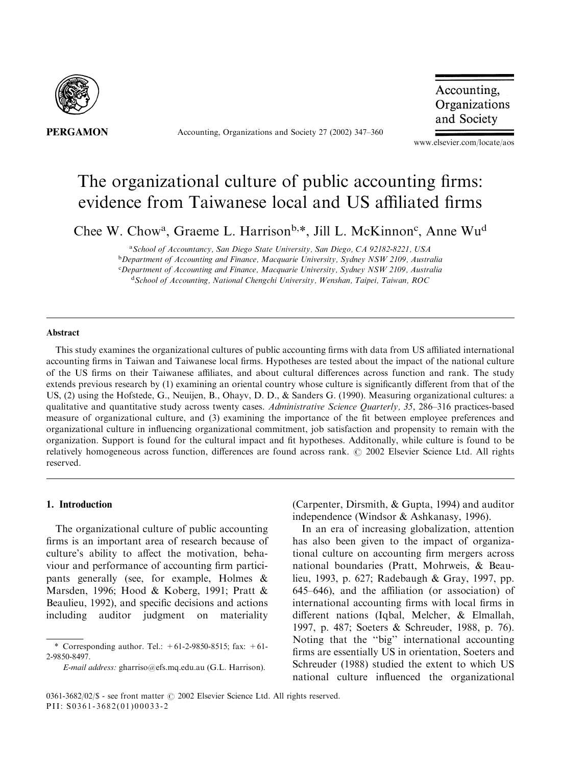# The organizational culture of public accounting firms: evidence from Taiwanese local and US affiliated firms

Chee W. Chow[a], Graeme L. Harrison[b,*], Jill L. McKinnon[c], Anne Wu[d]

[a] *School of Accountancy, San Diego State University, San Diego, CA 92182-8221, USA*
[b] *Department of Accounting and Finance, Macquarie University, Sydney NSW 2109, Australia*
[c] *Department of Accounting and Finance, Macquarie University, Sydney NSW 2109, Australia*
[d] *School of Accounting, National Chengchi University, Wenshan, Taipei, Taiwan, ROC*

## Abstract

This study examines the organizational cultures of public accounting firms with data from US affiliated international accounting firms in Taiwan and Taiwanese local firms. Hypotheses are tested about the impact of the national culture of the US firms on their Taiwanese affiliates, and about cultural differences across function and rank. The study extends previous research by (1) examining an oriental country whose culture is significantly different from that of the US, (2) using the Hofstede, G., Neuijen, B., Ohayv, D. D., & Sanders G. (1990). Measuring organizational cultures: a qualitative and quantitative study across twenty cases. *Administrative Science Quarterly, 35*, 286–316 practices-based measure of organizational culture, and (3) examining the importance of the fit between employee preferences and organizational culture in influencing organizational commitment, job satisfaction and propensity to remain with the organization. Support is found for the cultural impact and fit hypotheses. Additonally, while culture is found to be relatively homogeneous across function, differences are found across rank. © 2002 Elsevier Science Ltd. All rights reserved.

## 1. Introduction

The organizational culture of public accounting firms is an important area of research because of culture's ability to affect the motivation, behaviour and performance of accounting firm participants generally (see, for example, Holmes & Marsden, 1996; Hood & Koberg, 1991; Pratt & Beaulieu, 1992), and specific decisions and actions including auditor judgment on materiality (Carpenter, Dirsmith, & Gupta, 1994) and auditor independence (Windsor & Ashkanasy, 1996).

In an era of increasing globalization, attention has also been given to the impact of organizational culture on accounting firm mergers across national boundaries (Pratt, Mohrweis, & Beaulieu, 1993, p. 627; Radebaugh & Gray, 1997, pp. 645–646), and the affiliation (or association) of international accounting firms with local firms in different nations (Iqbal, Melcher, & Elmallah, 1997, p. 487; Soeters & Schreuder, 1988, p. 76). Noting that the "big" international accounting firms are essentially US in orientation, Soeters and Schreuder (1988) studied the extent to which US national culture influenced the organizational

\* Corresponding author. Tel.: +61-2-9850-8515; fax: +61-2-9850-8497.
*E-mail address:* gharriso@efs.mq.edu.au (G.L. Harrison).

0361-3682/02/$ - see front matter © 2002 Elsevier Science Ltd. All rights reserved.
PII: S0361-3682(01)00033-2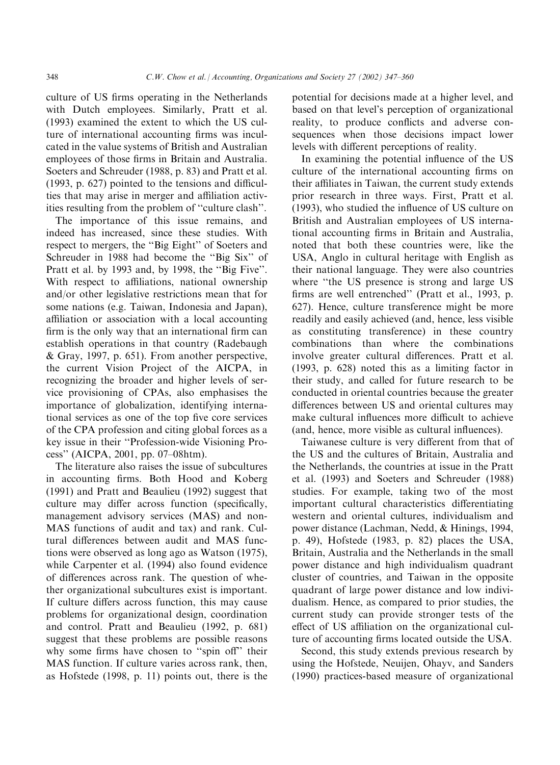culture of US firms operating in the Netherlands with Dutch employees. Similarly, Pratt et al. (1993) examined the extent to which the US culture of international accounting firms was inculcated in the value systems of British and Australian employees of those firms in Britain and Australia. Soeters and Schreuder (1988, p. 83) and Pratt et al. (1993, p. 627) pointed to the tensions and difficulties that may arise in merger and affiliation activities resulting from the problem of "culture clash".

The importance of this issue remains, and indeed has increased, since these studies. With respect to mergers, the "Big Eight" of Soeters and Schreuder in 1988 had become the "Big Six" of Pratt et al. by 1993 and, by 1998, the "Big Five". With respect to affiliations, national ownership and/or other legislative restrictions mean that for some nations (e.g. Taiwan, Indonesia and Japan), affiliation or association with a local accounting firm is the only way that an international firm can establish operations in that country (Radebaugh & Gray, 1997, p. 651). From another perspective, the current Vision Project of the AICPA, in recognizing the broader and higher levels of service provisioning of CPAs, also emphasises the importance of globalization, identifying international services as one of the top five core services of the CPA profession and citing global forces as a key issue in their "Profession-wide Visioning Process" (AICPA, 2001, pp. 07–08htm).

The literature also raises the issue of subcultures in accounting firms. Both Hood and Koberg (1991) and Pratt and Beaulieu (1992) suggest that culture may differ across function (specifically, management advisory services (MAS) and non-MAS functions of audit and tax) and rank. Cultural differences between audit and MAS functions were observed as long ago as Watson (1975), while Carpenter et al. (1994) also found evidence of differences across rank. The question of whether organizational subcultures exist is important. If culture differs across function, this may cause problems for organizational design, coordination and control. Pratt and Beaulieu (1992, p. 681) suggest that these problems are possible reasons why some firms have chosen to "spin off" their MAS function. If culture varies across rank, then, as Hofstede (1998, p. 11) points out, there is the potential for decisions made at a higher level, and based on that level's perception of organizational reality, to produce conflicts and adverse consequences when those decisions impact lower levels with different perceptions of reality.

In examining the potential influence of the US culture of the international accounting firms on their affiliates in Taiwan, the current study extends prior research in three ways. First, Pratt et al. (1993), who studied the influence of US culture on British and Australian employees of US international accounting firms in Britain and Australia, noted that both these countries were, like the USA, Anglo in cultural heritage with English as their national language. They were also countries where "the US presence is strong and large US firms are well entrenched" (Pratt et al., 1993, p. 627). Hence, culture transference might be more readily and easily achieved (and, hence, less visible as constituting transference) in these country combinations than where the combinations involve greater cultural differences. Pratt et al. (1993, p. 628) noted this as a limiting factor in their study, and called for future research to be conducted in oriental countries because the greater differences between US and oriental cultures may make cultural influences more difficult to achieve (and, hence, more visible as cultural influences).

Taiwanese culture is very different from that of the US and the cultures of Britain, Australia and the Netherlands, the countries at issue in the Pratt et al. (1993) and Soeters and Schreuder (1988) studies. For example, taking two of the most important cultural characteristics differentiating western and oriental cultures, individualism and power distance (Lachman, Nedd, & Hinings, 1994, p. 49), Hofstede (1983, p. 82) places the USA, Britain, Australia and the Netherlands in the small power distance and high individualism quadrant cluster of countries, and Taiwan in the opposite quadrant of large power distance and low individualism. Hence, as compared to prior studies, the current study can provide stronger tests of the effect of US affiliation on the organizational culture of accounting firms located outside the USA.

Second, this study extends previous research by using the Hofstede, Neuijen, Ohayv, and Sanders (1990) practices-based measure of organizational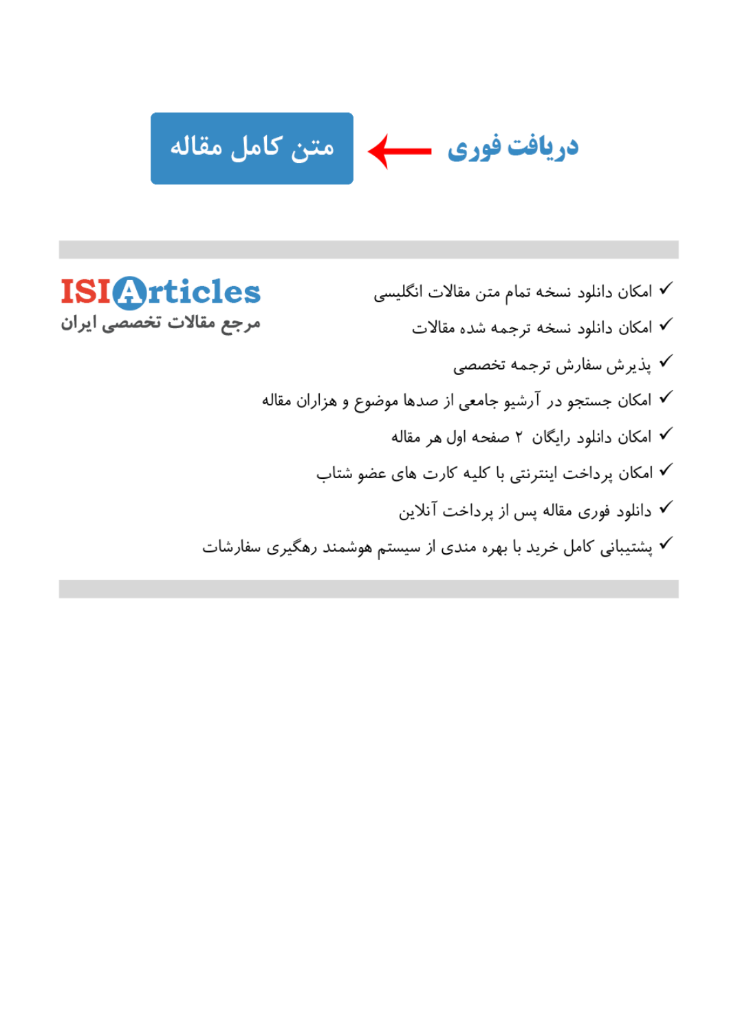دریافت فوری ← متن کامل مقاله

ISIArticles
مرجع مقالات تخصصی ایران

- ✓ امکان دانلود نسخه تمام متن مقالات انگلیسی
- ✓ امکان دانلود نسخه ترجمه شده مقالات
- ✓ پذیرش سفارش ترجمه تخصصی
- ✓ امکان جستجو در آرشیو جامعی از صدها موضوع و هزاران مقاله
- ✓ امکان دانلود رایگان ۲ صفحه اول هر مقاله
- ✓ امکان پرداخت اینترنتی با کلیه کارت های عضو شتاب
- ✓ دانلود فوری مقاله پس از پرداخت آنلاین
- ✓ پشتیبانی کامل خرید با بهره مندی از سیستم هوشمند رهگیری سفارشات